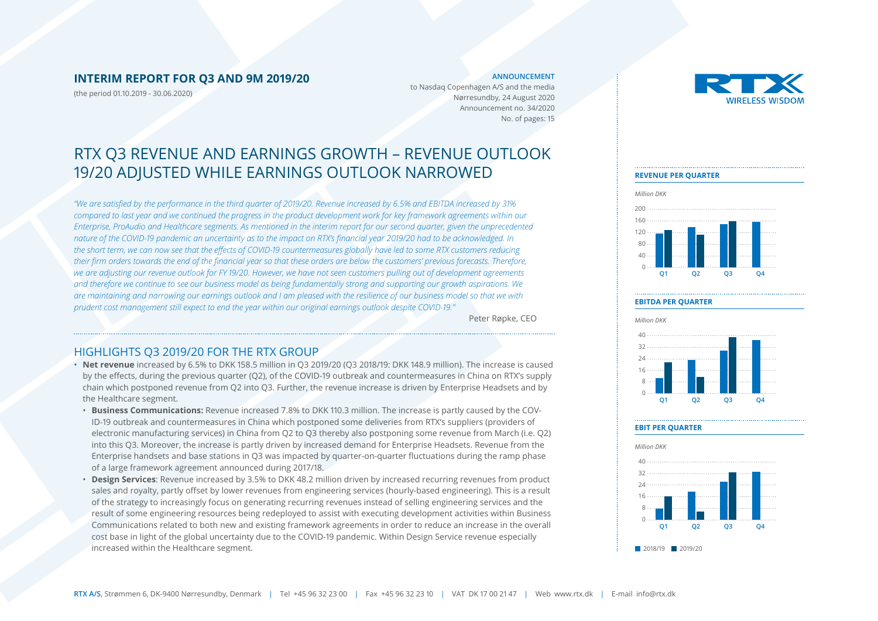## INTERIM REPORT FOR Q3 AND 9M 2019/20

(the period 01.10.2019 - 30.06.2020)

**ANNOUNCEMENT**

to Nasdaq Copenhagen A/S and the media
Nørresundby, 24 August 2020
Announcement no. 34/2020
No. of pages: 15

# RTX Q3 REVENUE AND EARNINGS GROWTH – REVENUE OUTLOOK 19/20 ADJUSTED WHILE EARNINGS OUTLOOK NARROWED

*"We are satisfied by the performance in the third quarter of 2019/20. Revenue increased by 6.5% and EBITDA increased by 31% compared to last year and we continued the progress in the product development work for key framework agreements within our Enterprise, ProAudio and Healthcare segments. As mentioned in the interim report for our second quarter, given the unprecedented nature of the COVID-19 pandemic an uncertainty as to the impact on RTX's financial year 2019/20 had to be acknowledged. In the short term, we can now see that the effects of COVID-19 countermeasures globally have led to some RTX customers reducing their firm orders towards the end of the financial year so that these orders are below the customers' previous forecasts. Therefore, we are adjusting our revenue outlook for FY 19/20. However, we have not seen customers pulling out of development agreements and therefore we continue to see our business model as being fundamentally strong and supporting our growth aspirations. We are maintaining and narrowing our earnings outlook and I am pleased with the resilience of our business model so that we with prudent cost management still expect to end the year within our original earnings outlook despite COVID-19."*

Peter Røpke, CEO

## HIGHLIGHTS Q3 2019/20 FOR THE RTX GROUP

- **Net revenue** increased by 6.5% to DKK 158.5 million in Q3 2019/20 (Q3 2018/19: DKK 148.9 million). The increase is caused by the effects, during the previous quarter (Q2), of the COVID-19 outbreak and countermeasures in China on RTX's supply chain which postponed revenue from Q2 into Q3. Further, the revenue increase is driven by Enterprise Headsets and by the Healthcare segment.
  - **Business Communications:** Revenue increased 7.8% to DKK 110.3 million. The increase is partly caused by the COVID-19 outbreak and countermeasures in China which postponed some deliveries from RTX's suppliers (providers of electronic manufacturing services) in China from Q2 to Q3 thereby also postponing some revenue from March (i.e. Q2) into this Q3. Moreover, the increase is partly driven by increased demand for Enterprise Headsets. Revenue from the Enterprise handsets and base stations in Q3 was impacted by quarter-on-quarter fluctuations during the ramp phase of a large framework agreement announced during 2017/18.
  - **Design Services**: Revenue increased by 3.5% to DKK 48.2 million driven by increased recurring revenues from product sales and royalty, partly offset by lower revenues from engineering services (hourly-based engineering). This is a result of the strategy to increasingly focus on generating recurring revenues instead of selling engineering services and the result of some engineering resources being redeployed to assist with executing development activities within Business Communications related to both new and existing framework agreements in order to reduce an increase in the overall cost base in light of the global uncertainty due to the COVID-19 pandemic. Within Design Service revenue especially increased within the Healthcare segment.

**REVENUE PER QUARTER**

*Million DKK*

**EBITDA PER QUARTER**

*Million DKK*

**EBIT PER QUARTER**

*Million DKK*

2018/19 2019/20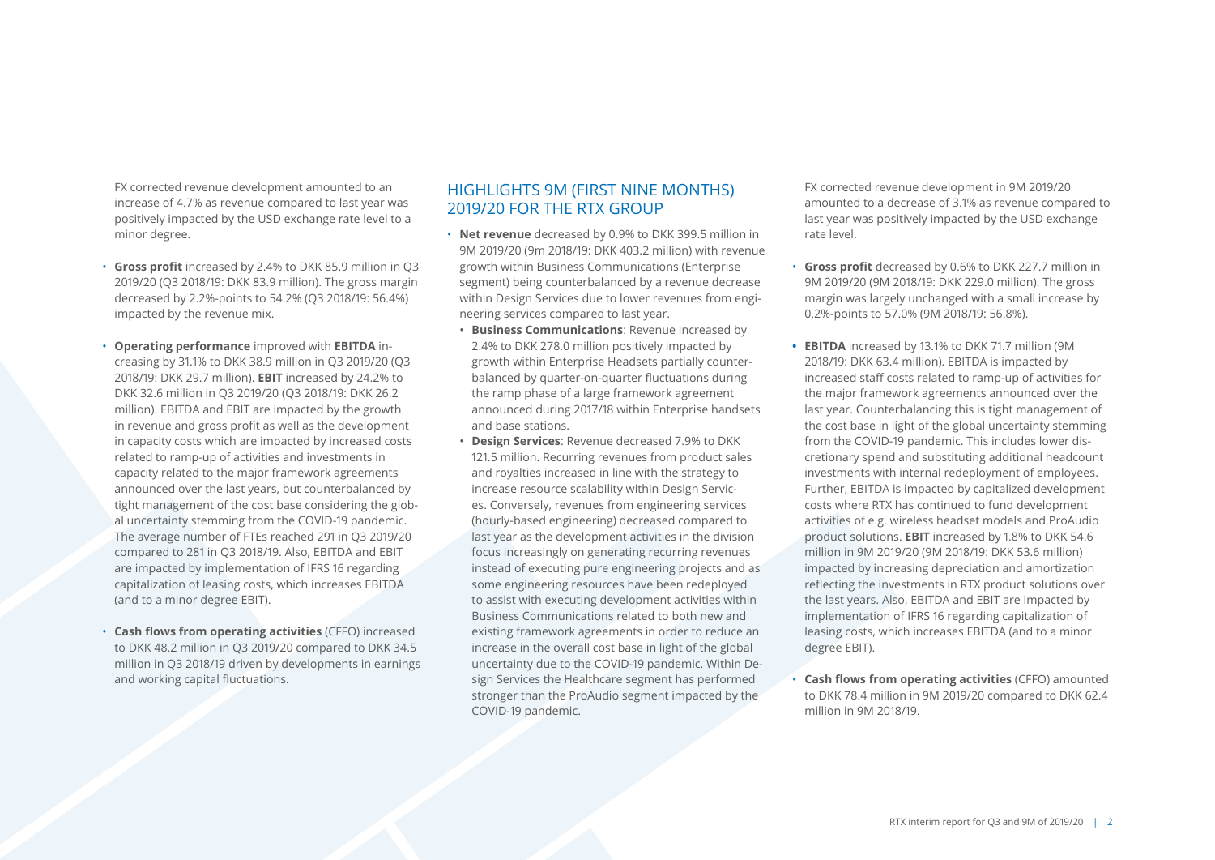FX corrected revenue development amounted to an increase of 4.7% as revenue compared to last year was positively impacted by the USD exchange rate level to a minor degree.

- **Gross profit** increased by 2.4% to DKK 85.9 million in Q3 2019/20 (Q3 2018/19: DKK 83.9 million). The gross margin decreased by 2.2%-points to 54.2% (Q3 2018/19: 56.4%) impacted by the revenue mix.
- **Operating performance** improved with **EBITDA** increasing by 31.1% to DKK 38.9 million in Q3 2019/20 (Q3 2018/19: DKK 29.7 million). **EBIT** increased by 24.2% to DKK 32.6 million in Q3 2019/20 (Q3 2018/19: DKK 26.2 million). EBITDA and EBIT are impacted by the growth in revenue and gross profit as well as the development in capacity costs which are impacted by increased costs related to ramp-up of activities and investments in capacity related to the major framework agreements announced over the last years, but counterbalanced by tight management of the cost base considering the global uncertainty stemming from the COVID-19 pandemic. The average number of FTEs reached 291 in Q3 2019/20 compared to 281 in Q3 2018/19. Also, EBITDA and EBIT are impacted by implementation of IFRS 16 regarding capitalization of leasing costs, which increases EBITDA (and to a minor degree EBIT).
- **Cash flows from operating activities** (CFFO) increased to DKK 48.2 million in Q3 2019/20 compared to DKK 34.5 million in Q3 2018/19 driven by developments in earnings and working capital fluctuations.

## HIGHLIGHTS 9M (FIRST NINE MONTHS) 2019/20 FOR THE RTX GROUP

- **Net revenue** decreased by 0.9% to DKK 399.5 million in 9M 2019/20 (9m 2018/19: DKK 403.2 million) with revenue growth within Business Communications (Enterprise segment) being counterbalanced by a revenue decrease within Design Services due to lower revenues from engineering services compared to last year.
  - **Business Communications**: Revenue increased by 2.4% to DKK 278.0 million positively impacted by growth within Enterprise Headsets partially counterbalanced by quarter-on-quarter fluctuations during the ramp phase of a large framework agreement announced during 2017/18 within Enterprise handsets and base stations.
  - **Design Services**: Revenue decreased 7.9% to DKK 121.5 million. Recurring revenues from product sales and royalties increased in line with the strategy to increase resource scalability within Design Services. Conversely, revenues from engineering services (hourly-based engineering) decreased compared to last year as the development activities in the division focus increasingly on generating recurring revenues instead of executing pure engineering projects and as some engineering resources have been redeployed to assist with executing development activities within Business Communications related to both new and existing framework agreements in order to reduce an increase in the overall cost base in light of the global uncertainty due to the COVID-19 pandemic. Within Design Services the Healthcare segment has performed stronger than the ProAudio segment impacted by the COVID-19 pandemic.

FX corrected revenue development in 9M 2019/20 amounted to a decrease of 3.1% as revenue compared to last year was positively impacted by the USD exchange rate level.

- **Gross profit** decreased by 0.6% to DKK 227.7 million in 9M 2019/20 (9M 2018/19: DKK 229.0 million). The gross margin was largely unchanged with a small increase by 0.2%-points to 57.0% (9M 2018/19: 56.8%).
- **EBITDA** increased by 13.1% to DKK 71.7 million (9M 2018/19: DKK 63.4 million). EBITDA is impacted by increased staff costs related to ramp-up of activities for the major framework agreements announced over the last year. Counterbalancing this is tight management of the cost base in light of the global uncertainty stemming from the COVID-19 pandemic. This includes lower discretionary spend and substituting additional headcount investments with internal redeployment of employees. Further, EBITDA is impacted by capitalized development costs where RTX has continued to fund development activities of e.g. wireless headset models and ProAudio product solutions. **EBIT** increased by 1.8% to DKK 54.6 million in 9M 2019/20 (9M 2018/19: DKK 53.6 million) impacted by increasing depreciation and amortization reflecting the investments in RTX product solutions over the last years. Also, EBITDA and EBIT are impacted by implementation of IFRS 16 regarding capitalization of leasing costs, which increases EBITDA (and to a minor degree EBIT).
- **Cash flows from operating activities** (CFFO) amounted to DKK 78.4 million in 9M 2019/20 compared to DKK 62.4 million in 9M 2018/19.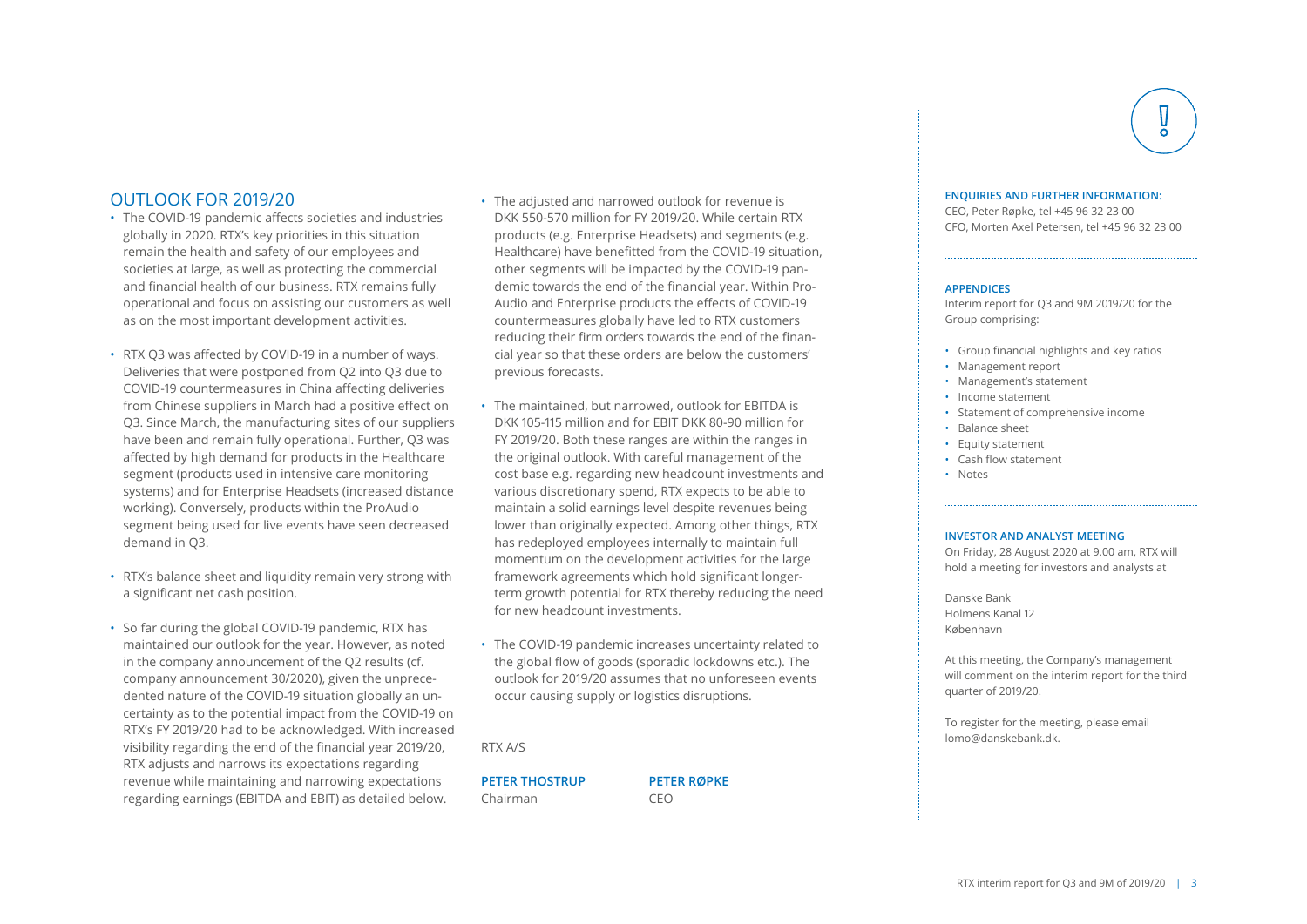## OUTLOOK FOR 2019/20

- The COVID-19 pandemic affects societies and industries globally in 2020. RTX's key priorities in this situation remain the health and safety of our employees and societies at large, as well as protecting the commercial and financial health of our business. RTX remains fully operational and focus on assisting our customers as well as on the most important development activities.

- RTX Q3 was affected by COVID-19 in a number of ways. Deliveries that were postponed from Q2 into Q3 due to COVID-19 countermeasures in China affecting deliveries from Chinese suppliers in March had a positive effect on Q3. Since March, the manufacturing sites of our suppliers have been and remain fully operational. Further, Q3 was affected by high demand for products in the Healthcare segment (products used in intensive care monitoring systems) and for Enterprise Headsets (increased distance working). Conversely, products within the ProAudio segment being used for live events have seen decreased demand in Q3.

- RTX's balance sheet and liquidity remain very strong with a significant net cash position.

- So far during the global COVID-19 pandemic, RTX has maintained our outlook for the year. However, as noted in the company announcement of the Q2 results (cf. company announcement 30/2020), given the unprecedented nature of the COVID-19 situation globally an uncertainty as to the potential impact from the COVID-19 on RTX's FY 2019/20 had to be acknowledged. With increased visibility regarding the end of the financial year 2019/20, RTX adjusts and narrows its expectations regarding revenue while maintaining and narrowing expectations regarding earnings (EBITDA and EBIT) as detailed below.

- The adjusted and narrowed outlook for revenue is DKK 550-570 million for FY 2019/20. While certain RTX products (e.g. Enterprise Headsets) and segments (e.g. Healthcare) have benefitted from the COVID-19 situation, other segments will be impacted by the COVID-19 pandemic towards the end of the financial year. Within Pro-Audio and Enterprise products the effects of COVID-19 countermeasures globally have led to RTX customers reducing their firm orders towards the end of the financial year so that these orders are below the customers' previous forecasts.

- The maintained, but narrowed, outlook for EBITDA is DKK 105-115 million and for EBIT DKK 80-90 million for FY 2019/20. Both these ranges are within the ranges in the original outlook. With careful management of the cost base e.g. regarding new headcount investments and various discretionary spend, RTX expects to be able to maintain a solid earnings level despite revenues being lower than originally expected. Among other things, RTX has redeployed employees internally to maintain full momentum on the development activities for the large framework agreements which hold significant longer-term growth potential for RTX thereby reducing the need for new headcount investments.

- The COVID-19 pandemic increases uncertainty related to the global flow of goods (sporadic lockdowns etc.). The outlook for 2019/20 assumes that no unforeseen events occur causing supply or logistics disruptions.

RTX A/S

**PETER THOSTRUP**
Chairman

**PETER RØPKE**
CEO

**ENQUIRIES AND FURTHER INFORMATION:**

CEO, Peter Røpke, tel +45 96 32 23 00
CFO, Morten Axel Petersen, tel +45 96 32 23 00

**APPENDICES**

Interim report for Q3 and 9M 2019/20 for the Group comprising:

- Group financial highlights and key ratios
- Management report
- Management's statement
- Income statement
- Statement of comprehensive income
- Balance sheet
- Equity statement
- Cash flow statement
- Notes

**INVESTOR AND ANALYST MEETING**

On Friday, 28 August 2020 at 9.00 am, RTX will hold a meeting for investors and analysts at

Danske Bank
Holmens Kanal 12
København

At this meeting, the Company's management will comment on the interim report for the third quarter of 2019/20.

To register for the meeting, please email lomo@danskebank.dk.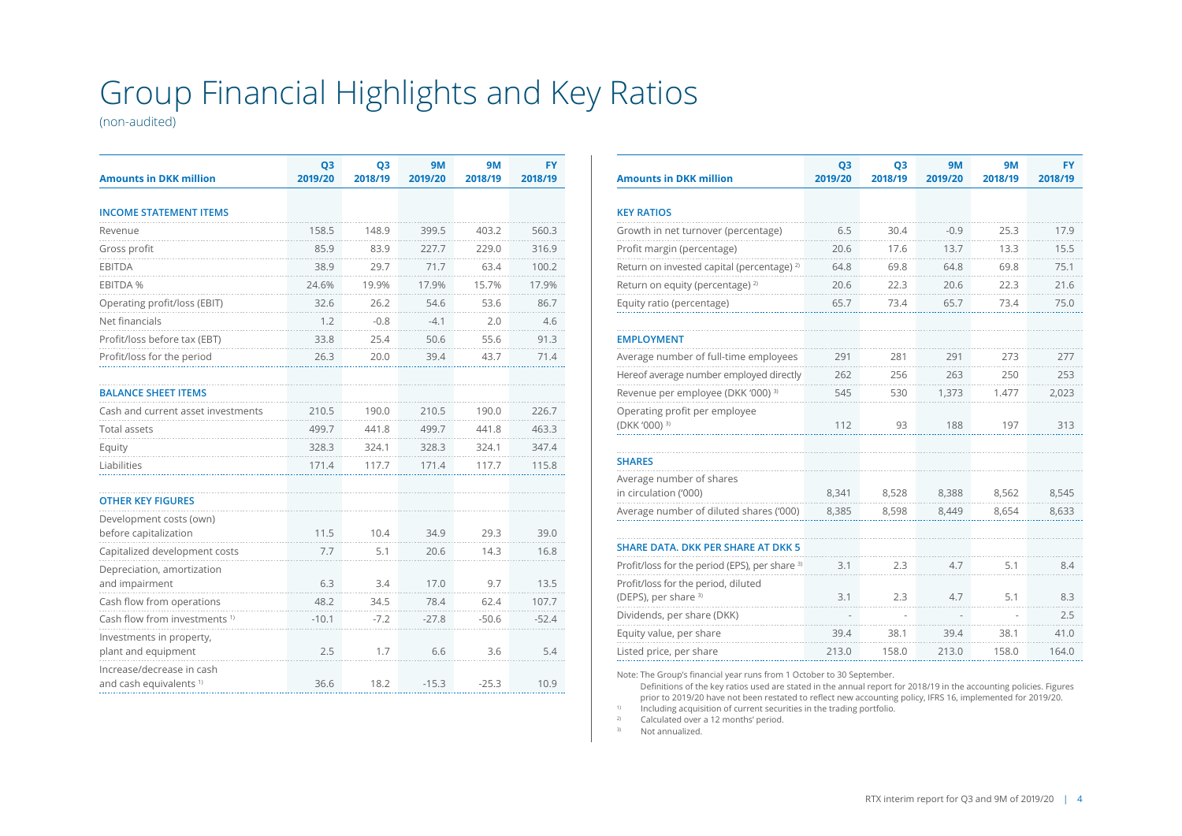# Group Financial Highlights and Key Ratios

(non-audited)

| Amounts in DKK million | Q3 2019/20 | Q3 2018/19 | 9M 2019/20 | 9M 2018/19 | FY 2018/19 |
|---|---|---|---|---|---|
| **INCOME STATEMENT ITEMS** | | | | | |
| Revenue | 158.5 | 148.9 | 399.5 | 403.2 | 560.3 |
| Gross profit | 85.9 | 83.9 | 227.7 | 229.0 | 316.9 |
| EBITDA | 38.9 | 29.7 | 71.7 | 63.4 | 100.2 |
| EBITDA % | 24.6% | 19.9% | 17.9% | 15.7% | 17.9% |
| Operating profit/loss (EBIT) | 32.6 | 26.2 | 54.6 | 53.6 | 86.7 |
| Net financials | 1.2 | -0.8 | -4.1 | 2.0 | 4.6 |
| Profit/loss before tax (EBT) | 33.8 | 25.4 | 50.6 | 55.6 | 91.3 |
| Profit/loss for the period | 26.3 | 20.0 | 39.4 | 43.7 | 71.4 |
| **BALANCE SHEET ITEMS** | | | | | |
| Cash and current asset investments | 210.5 | 190.0 | 210.5 | 190.0 | 226.7 |
| Total assets | 499.7 | 441.8 | 499.7 | 441.8 | 463.3 |
| Equity | 328.3 | 324.1 | 328.3 | 324.1 | 347.4 |
| Liabilities | 171.4 | 117.7 | 171.4 | 117.7 | 115.8 |
| **OTHER KEY FIGURES** | | | | | |
| Development costs (own) before capitalization | 11.5 | 10.4 | 34.9 | 29.3 | 39.0 |
| Capitalized development costs | 7.7 | 5.1 | 20.6 | 14.3 | 16.8 |
| Depreciation, amortization and impairment | 6.3 | 3.4 | 17.0 | 9.7 | 13.5 |
| Cash flow from operations | 48.2 | 34.5 | 78.4 | 62.4 | 107.7 |
| Cash flow from investments [1] | -10.1 | -7.2 | -27.8 | -50.6 | -52.4 |
| Investments in property, plant and equipment | 2.5 | 1.7 | 6.6 | 3.6 | 5.4 |
| Increase/decrease in cash and cash equivalents [1] | 36.6 | 18.2 | -15.3 | -25.3 | 10.9 |

| Amounts in DKK million | Q3 2019/20 | Q3 2018/19 | 9M 2019/20 | 9M 2018/19 | FY 2018/19 |
|---|---|---|---|---|---|
| **KEY RATIOS** | | | | | |
| Growth in net turnover (percentage) | 6.5 | 30.4 | -0.9 | 25.3 | 17.9 |
| Profit margin (percentage) | 20.6 | 17.6 | 13.7 | 13.3 | 15.5 |
| Return on invested capital (percentage) [2] | 64.8 | 69.8 | 64.8 | 69.8 | 75.1 |
| Return on equity (percentage) [2] | 20.6 | 22.3 | 20.6 | 22.3 | 21.6 |
| Equity ratio (percentage) | 65.7 | 73.4 | 65.7 | 73.4 | 75.0 |
| **EMPLOYMENT** | | | | | |
| Average number of full-time employees | 291 | 281 | 291 | 273 | 277 |
| Hereof average number employed directly | 262 | 256 | 263 | 250 | 253 |
| Revenue per employee (DKK '000) [3] | 545 | 530 | 1,373 | 1.477 | 2,023 |
| Operating profit per employee (DKK '000) [3] | 112 | 93 | 188 | 197 | 313 |
| **SHARES** | | | | | |
| Average number of shares in circulation ('000) | 8,341 | 8,528 | 8,388 | 8,562 | 8,545 |
| Average number of diluted shares ('000) | 8,385 | 8,598 | 8,449 | 8,654 | 8,633 |
| **SHARE DATA. DKK PER SHARE AT DKK 5** | | | | | |
| Profit/loss for the period (EPS), per share [3] | 3.1 | 2.3 | 4.7 | 5.1 | 8.4 |
| Profit/loss for the period, diluted (DEPS), per share [3] | 3.1 | 2.3 | 4.7 | 5.1 | 8.3 |
| Dividends, per share (DKK) | - | - | - | - | 2.5 |
| Equity value, per share | 39.4 | 38.1 | 39.4 | 38.1 | 41.0 |
| Listed price, per share | 213.0 | 158.0 | 213.0 | 158.0 | 164.0 |

Note: The Group's financial year runs from 1 October to 30 September.
Definitions of the key ratios used are stated in the annual report for 2018/19 in the accounting policies. Figures prior to 2019/20 have not been restated to reflect new accounting policy, IFRS 16, implemented for 2019/20.

[1] Including acquisition of current securities in the trading portfolio.

[2] Calculated over a 12 months' period.

[3] Not annualized.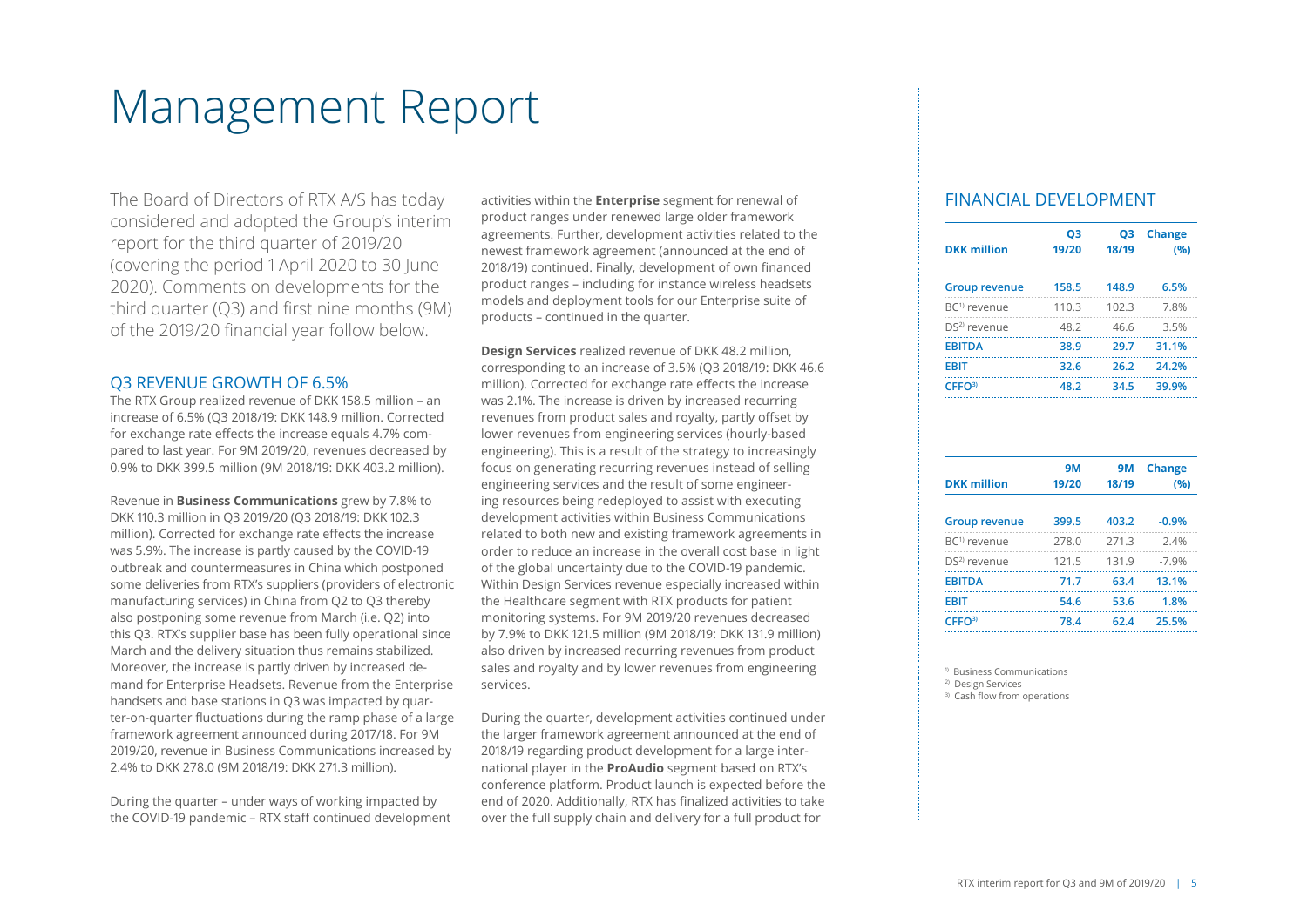# Management Report

The Board of Directors of RTX A/S has today considered and adopted the Group's interim report for the third quarter of 2019/20 (covering the period 1 April 2020 to 30 June 2020). Comments on developments for the third quarter (Q3) and first nine months (9M) of the 2019/20 financial year follow below.

## Q3 REVENUE GROWTH OF 6.5%

The RTX Group realized revenue of DKK 158.5 million – an increase of 6.5% (Q3 2018/19: DKK 148.9 million. Corrected for exchange rate effects the increase equals 4.7% compared to last year. For 9M 2019/20, revenues decreased by 0.9% to DKK 399.5 million (9M 2018/19: DKK 403.2 million).

Revenue in **Business Communications** grew by 7.8% to DKK 110.3 million in Q3 2019/20 (Q3 2018/19: DKK 102.3 million). Corrected for exchange rate effects the increase was 5.9%. The increase is partly caused by the COVID-19 outbreak and countermeasures in China which postponed some deliveries from RTX's suppliers (providers of electronic manufacturing services) in China from Q2 to Q3 thereby also postponing some revenue from March (i.e. Q2) into this Q3. RTX's supplier base has been fully operational since March and the delivery situation thus remains stabilized. Moreover, the increase is partly driven by increased demand for Enterprise Headsets. Revenue from the Enterprise handsets and base stations in Q3 was impacted by quarter-on-quarter fluctuations during the ramp phase of a large framework agreement announced during 2017/18. For 9M 2019/20, revenue in Business Communications increased by 2.4% to DKK 278.0 (9M 2018/19: DKK 271.3 million).

During the quarter – under ways of working impacted by the COVID-19 pandemic – RTX staff continued development activities within the **Enterprise** segment for renewal of product ranges under renewed large older framework agreements. Further, development activities related to the newest framework agreement (announced at the end of 2018/19) continued. Finally, development of own financed product ranges – including for instance wireless headsets models and deployment tools for our Enterprise suite of products – continued in the quarter.

**Design Services** realized revenue of DKK 48.2 million, corresponding to an increase of 3.5% (Q3 2018/19: DKK 46.6 million). Corrected for exchange rate effects the increase was 2.1%. The increase is driven by increased recurring revenues from product sales and royalty, partly offset by lower revenues from engineering services (hourly-based engineering). This is a result of the strategy to increasingly focus on generating recurring revenues instead of selling engineering services and the result of some engineering resources being redeployed to assist with executing development activities within Business Communications related to both new and existing framework agreements in order to reduce an increase in the overall cost base in light of the global uncertainty due to the COVID-19 pandemic. Within Design Services revenue especially increased within the Healthcare segment with RTX products for patient monitoring systems. For 9M 2019/20 revenues decreased by 7.9% to DKK 121.5 million (9M 2018/19: DKK 131.9 million) also driven by increased recurring revenues from product sales and royalty and by lower revenues from engineering services.

During the quarter, development activities continued under the larger framework agreement announced at the end of 2018/19 regarding product development for a large international player in the **ProAudio** segment based on RTX's conference platform. Product launch is expected before the end of 2020. Additionally, RTX has finalized activities to take over the full supply chain and delivery for a full product for

## FINANCIAL DEVELOPMENT

| DKK million | Q3 19/20 | Q3 18/19 | Change (%) |
|---|---|---|---|
| **Group revenue** | **158.5** | **148.9** | **6.5%** |
| BC[1] revenue | 110.3 | 102.3 | 7.8% |
| DS[2] revenue | 48.2 | 46.6 | 3.5% |
| **EBITDA** | **38.9** | **29.7** | **31.1%** |
| **EBIT** | **32.6** | **26.2** | **24.2%** |
| **CFFO[3]** | **48.2** | **34.5** | **39.9%** |

| DKK million | 9M 19/20 | 9M 18/19 | Change (%) |
|---|---|---|---|
| **Group revenue** | **399.5** | **403.2** | **-0.9%** |
| BC[1] revenue | 278.0 | 271.3 | 2.4% |
| DS[2] revenue | 121.5 | 131.9 | -7.9% |
| **EBITDA** | **71.7** | **63.4** | **13.1%** |
| **EBIT** | **54.6** | **53.6** | **1.8%** |
| **CFFO[3]** | **78.4** | **62.4** | **25.5%** |

[1] Business Communications
[2] Design Services
[3] Cash flow from operations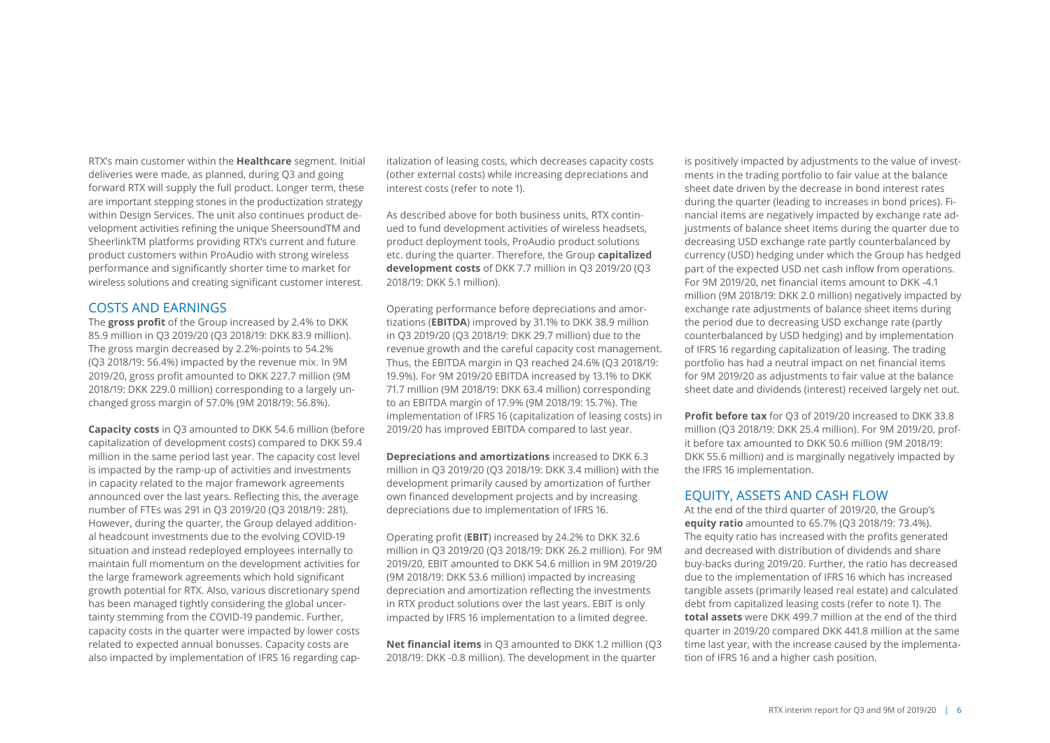RTX's main customer within the **Healthcare** segment. Initial deliveries were made, as planned, during Q3 and going forward RTX will supply the full product. Longer term, these are important stepping stones in the productization strategy within Design Services. The unit also continues product development activities refining the unique SheersoundTM and SheerlinkTM platforms providing RTX's current and future product customers within ProAudio with strong wireless performance and significantly shorter time to market for wireless solutions and creating significant customer interest.

## COSTS AND EARNINGS

The **gross profit** of the Group increased by 2.4% to DKK 85.9 million in Q3 2019/20 (Q3 2018/19: DKK 83.9 million). The gross margin decreased by 2.2%-points to 54.2% (Q3 2018/19: 56.4%) impacted by the revenue mix. In 9M 2019/20, gross profit amounted to DKK 227.7 million (9M 2018/19: DKK 229.0 million) corresponding to a largely unchanged gross margin of 57.0% (9M 2018/19: 56.8%).

**Capacity costs** in Q3 amounted to DKK 54.6 million (before capitalization of development costs) compared to DKK 59.4 million in the same period last year. The capacity cost level is impacted by the ramp-up of activities and investments in capacity related to the major framework agreements announced over the last years. Reflecting this, the average number of FTEs was 291 in Q3 2019/20 (Q3 2018/19: 281). However, during the quarter, the Group delayed additional headcount investments due to the evolving COVID-19 situation and instead redeployed employees internally to maintain full momentum on the development activities for the large framework agreements which hold significant growth potential for RTX. Also, various discretionary spend has been managed tightly considering the global uncertainty stemming from the COVID-19 pandemic. Further, capacity costs in the quarter were impacted by lower costs related to expected annual bonusses. Capacity costs are also impacted by implementation of IFRS 16 regarding capitalization of leasing costs, which decreases capacity costs (other external costs) while increasing depreciations and interest costs (refer to note 1).

As described above for both business units, RTX continued to fund development activities of wireless headsets, product deployment tools, ProAudio product solutions etc. during the quarter. Therefore, the Group **capitalized development costs** of DKK 7.7 million in Q3 2019/20 (Q3 2018/19: DKK 5.1 million).

Operating performance before depreciations and amortizations (**EBITDA**) improved by 31.1% to DKK 38.9 million in Q3 2019/20 (Q3 2018/19: DKK 29.7 million) due to the revenue growth and the careful capacity cost management. Thus, the EBITDA margin in Q3 reached 24.6% (Q3 2018/19: 19.9%). For 9M 2019/20 EBITDA increased by 13.1% to DKK 71.7 million (9M 2018/19: DKK 63.4 million) corresponding to an EBITDA margin of 17.9% (9M 2018/19: 15.7%). The implementation of IFRS 16 (capitalization of leasing costs) in 2019/20 has improved EBITDA compared to last year.

**Depreciations and amortizations** increased to DKK 6.3 million in Q3 2019/20 (Q3 2018/19: DKK 3.4 million) with the development primarily caused by amortization of further own financed development projects and by increasing depreciations due to implementation of IFRS 16.

Operating profit (**EBIT**) increased by 24.2% to DKK 32.6 million in Q3 2019/20 (Q3 2018/19: DKK 26.2 million). For 9M 2019/20, EBIT amounted to DKK 54.6 million in 9M 2019/20 (9M 2018/19: DKK 53.6 million) impacted by increasing depreciation and amortization reflecting the investments in RTX product solutions over the last years. EBIT is only impacted by IFRS 16 implementation to a limited degree.

**Net financial items** in Q3 amounted to DKK 1.2 million (Q3 2018/19: DKK -0.8 million). The development in the quarter is positively impacted by adjustments to the value of investments in the trading portfolio to fair value at the balance sheet date driven by the decrease in bond interest rates during the quarter (leading to increases in bond prices). Financial items are negatively impacted by exchange rate adjustments of balance sheet items during the quarter due to decreasing USD exchange rate partly counterbalanced by currency (USD) hedging under which the Group has hedged part of the expected USD net cash inflow from operations. For 9M 2019/20, net financial items amount to DKK -4.1 million (9M 2018/19: DKK 2.0 million) negatively impacted by exchange rate adjustments of balance sheet items during the period due to decreasing USD exchange rate (partly counterbalanced by USD hedging) and by implementation of IFRS 16 regarding capitalization of leasing. The trading portfolio has had a neutral impact on net financial items for 9M 2019/20 as adjustments to fair value at the balance sheet date and dividends (interest) received largely net out.

**Profit before tax** for Q3 of 2019/20 increased to DKK 33.8 million (Q3 2018/19: DKK 25.4 million). For 9M 2019/20, profit before tax amounted to DKK 50.6 million (9M 2018/19: DKK 55.6 million) and is marginally negatively impacted by the IFRS 16 implementation.

## EQUITY, ASSETS AND CASH FLOW

At the end of the third quarter of 2019/20, the Group's **equity ratio** amounted to 65.7% (Q3 2018/19: 73.4%). The equity ratio has increased with the profits generated and decreased with distribution of dividends and share buy-backs during 2019/20. Further, the ratio has decreased due to the implementation of IFRS 16 which has increased tangible assets (primarily leased real estate) and calculated debt from capitalized leasing costs (refer to note 1). The **total assets** were DKK 499.7 million at the end of the third quarter in 2019/20 compared DKK 441.8 million at the same time last year, with the increase caused by the implementation of IFRS 16 and a higher cash position.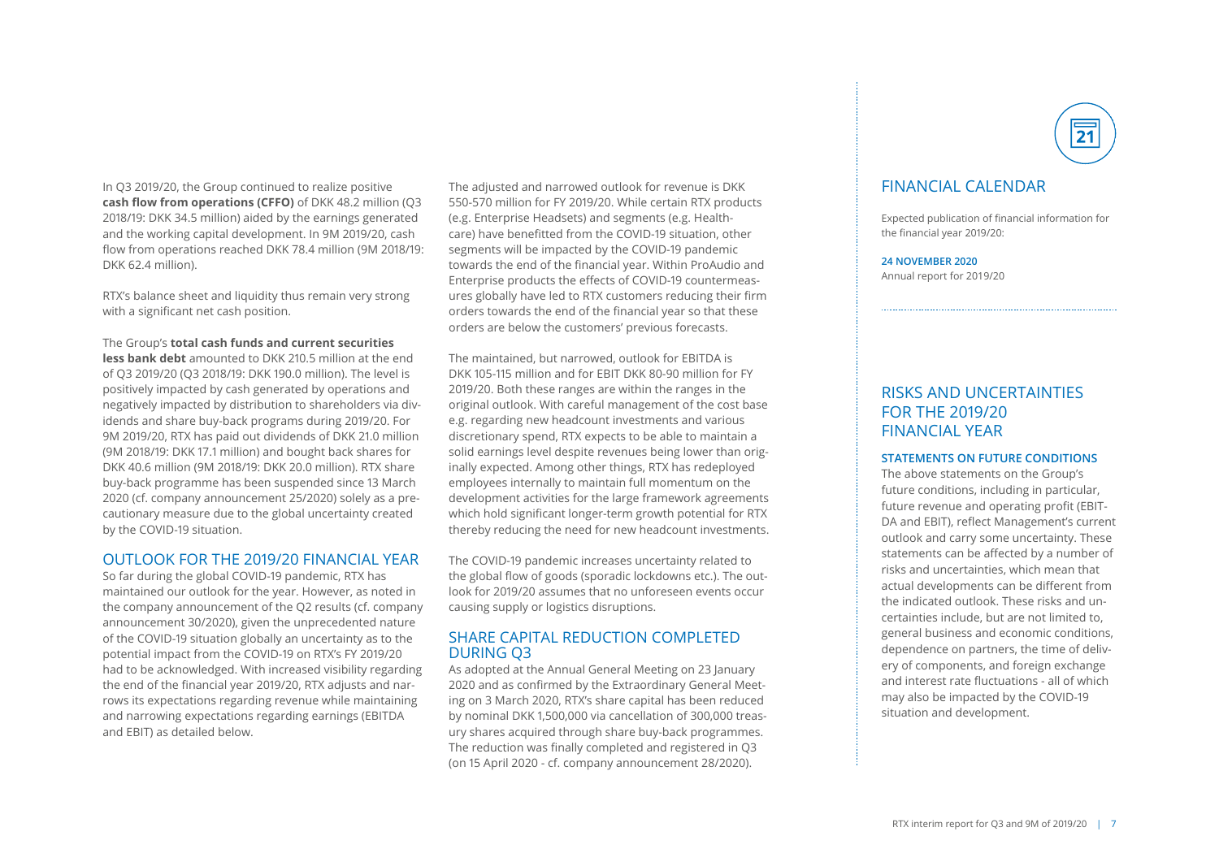In Q3 2019/20, the Group continued to realize positive **cash flow from operations (CFFO)** of DKK 48.2 million (Q3 2018/19: DKK 34.5 million) aided by the earnings generated and the working capital development. In 9M 2019/20, cash flow from operations reached DKK 78.4 million (9M 2018/19: DKK 62.4 million).

RTX's balance sheet and liquidity thus remain very strong with a significant net cash position.

The Group's **total cash funds and current securities less bank debt** amounted to DKK 210.5 million at the end of Q3 2019/20 (Q3 2018/19: DKK 190.0 million). The level is positively impacted by cash generated by operations and negatively impacted by distribution to shareholders via dividends and share buy-back programs during 2019/20. For 9M 2019/20, RTX has paid out dividends of DKK 21.0 million (9M 2018/19: DKK 17.1 million) and bought back shares for DKK 40.6 million (9M 2018/19: DKK 20.0 million). RTX share buy-back programme has been suspended since 13 March 2020 (cf. company announcement 25/2020) solely as a precautionary measure due to the global uncertainty created by the COVID-19 situation.

## OUTLOOK FOR THE 2019/20 FINANCIAL YEAR

So far during the global COVID-19 pandemic, RTX has maintained our outlook for the year. However, as noted in the company announcement of the Q2 results (cf. company announcement 30/2020), given the unprecedented nature of the COVID-19 situation globally an uncertainty as to the potential impact from the COVID-19 on RTX's FY 2019/20 had to be acknowledged. With increased visibility regarding the end of the financial year 2019/20, RTX adjusts and narrows its expectations regarding revenue while maintaining and narrowing expectations regarding earnings (EBITDA and EBIT) as detailed below.

The adjusted and narrowed outlook for revenue is DKK 550-570 million for FY 2019/20. While certain RTX products (e.g. Enterprise Headsets) and segments (e.g. Healthcare) have benefitted from the COVID-19 situation, other segments will be impacted by the COVID-19 pandemic towards the end of the financial year. Within ProAudio and Enterprise products the effects of COVID-19 countermeasures globally have led to RTX customers reducing their firm orders towards the end of the financial year so that these orders are below the customers' previous forecasts.

The maintained, but narrowed, outlook for EBITDA is DKK 105-115 million and for EBIT DKK 80-90 million for FY 2019/20. Both these ranges are within the ranges in the original outlook. With careful management of the cost base e.g. regarding new headcount investments and various discretionary spend, RTX expects to be able to maintain a solid earnings level despite revenues being lower than originally expected. Among other things, RTX has redeployed employees internally to maintain full momentum on the development activities for the large framework agreements which hold significant longer-term growth potential for RTX thereby reducing the need for new headcount investments.

The COVID-19 pandemic increases uncertainty related to the global flow of goods (sporadic lockdowns etc.). The outlook for 2019/20 assumes that no unforeseen events occur causing supply or logistics disruptions.

## SHARE CAPITAL REDUCTION COMPLETED DURING Q3

As adopted at the Annual General Meeting on 23 January 2020 and as confirmed by the Extraordinary General Meeting on 3 March 2020, RTX's share capital has been reduced by nominal DKK 1,500,000 via cancellation of 300,000 treasury shares acquired through share buy-back programmes. The reduction was finally completed and registered in Q3 (on 15 April 2020 - cf. company announcement 28/2020).

## FINANCIAL CALENDAR

Expected publication of financial information for the financial year 2019/20:

**24 NOVEMBER 2020**
Annual report for 2019/20

## RISKS AND UNCERTAINTIES FOR THE 2019/20 FINANCIAL YEAR

### STATEMENTS ON FUTURE CONDITIONS

The above statements on the Group's future conditions, including in particular, future revenue and operating profit (EBITDA and EBIT), reflect Management's current outlook and carry some uncertainty. These statements can be affected by a number of risks and uncertainties, which mean that actual developments can be different from the indicated outlook. These risks and uncertainties include, but are not limited to, general business and economic conditions, dependence on partners, the time of delivery of components, and foreign exchange and interest rate fluctuations - all of which may also be impacted by the COVID-19 situation and development.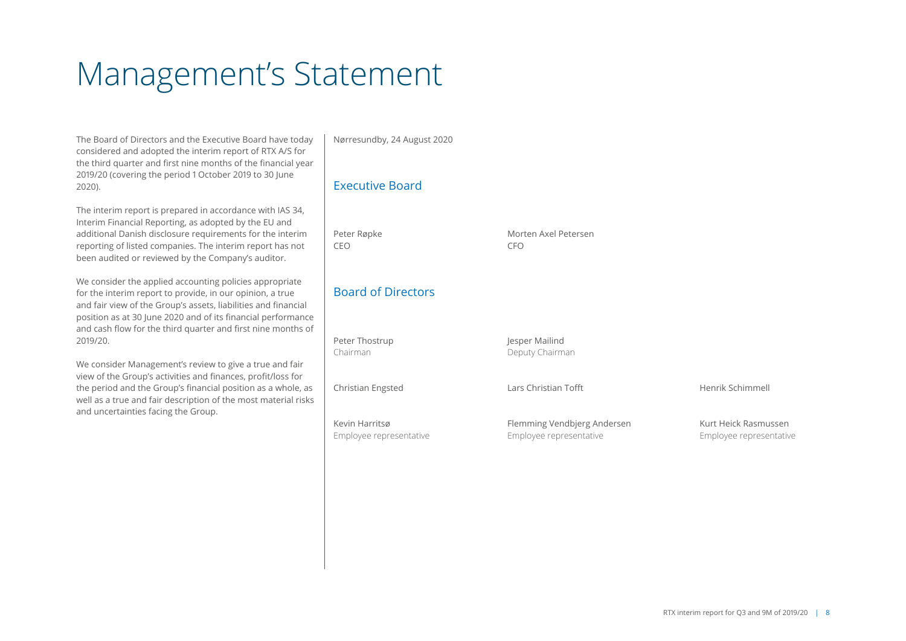# Management's Statement

The Board of Directors and the Executive Board have today considered and adopted the interim report of RTX A/S for the third quarter and first nine months of the financial year 2019/20 (covering the period 1 October 2019 to 30 June 2020).

The interim report is prepared in accordance with IAS 34, Interim Financial Reporting, as adopted by the EU and additional Danish disclosure requirements for the interim reporting of listed companies. The interim report has not been audited or reviewed by the Company's auditor.

We consider the applied accounting policies appropriate for the interim report to provide, in our opinion, a true and fair view of the Group's assets, liabilities and financial position as at 30 June 2020 and of its financial performance and cash flow for the third quarter and first nine months of 2019/20.

We consider Management's review to give a true and fair view of the Group's activities and finances, profit/loss for the period and the Group's financial position as a whole, as well as a true and fair description of the most material risks and uncertainties facing the Group.

Nørresundby, 24 August 2020

## Executive Board

Peter Røpke
CEO

Morten Axel Petersen
CFO

## Board of Directors

Peter Thostrup
Chairman

Jesper Mailind
Deputy Chairman

Christian Engsted

Lars Christian Tofft

Henrik Schimmell

Kevin Harritsø
Employee representative

Flemming Vendbjerg Andersen
Employee representative

Kurt Heick Rasmussen
Employee representative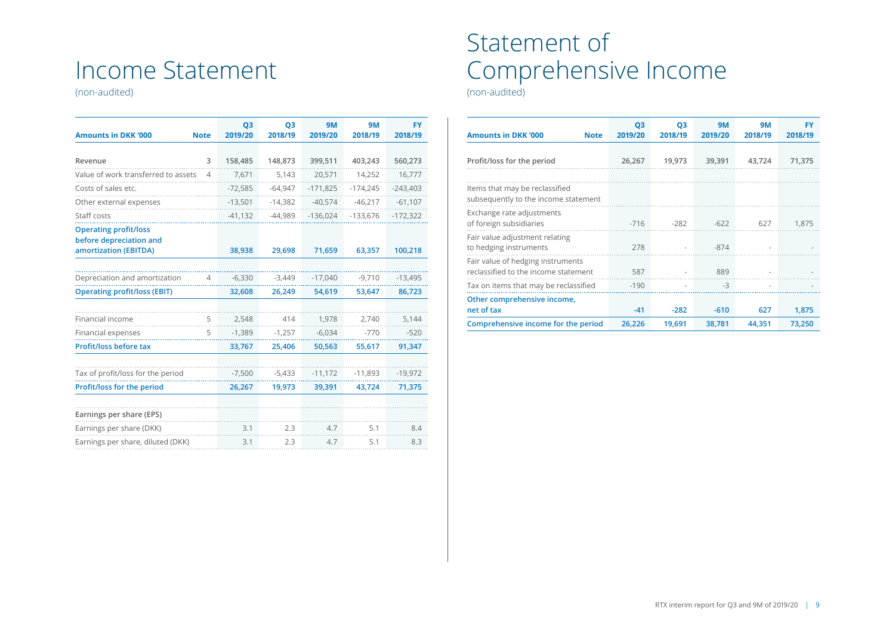# Income Statement

(non-audited)

| Amounts in DKK '000 | Note | Q3 2019/20 | Q3 2018/19 | 9M 2019/20 | 9M 2018/19 | FY 2018/19 |
|---|---|---|---|---|---|---|
| Revenue | 3 | 158,485 | 148,873 | 399,511 | 403,243 | 560,273 |
| Value of work transferred to assets | 4 | 7,671 | 5,143 | 20,571 | 14,252 | 16,777 |
| Costs of sales etc. | | -72,585 | -64,947 | -171,825 | -174,245 | -243,403 |
| Other external expenses | | -13,501 | -14,382 | -40,574 | -46,217 | -61,107 |
| Staff costs | | -41,132 | -44,989 | -136,024 | -133,676 | -172,322 |
| **Operating profit/loss before depreciation and amortization (EBITDA)** | | **38,938** | **29,698** | **71,659** | **63,357** | **100,218** |
| Depreciation and amortization | 4 | -6,330 | -3,449 | -17,040 | -9,710 | -13,495 |
| **Operating profit/loss (EBIT)** | | **32,608** | **26,249** | **54,619** | **53,647** | **86,723** |
| Financial income | 5 | 2,548 | 414 | 1,978 | 2,740 | 5,144 |
| Financial expenses | 5 | -1,389 | -1,257 | -6,034 | -770 | -520 |
| **Profit/loss before tax** | | **33,767** | **25,406** | **50,563** | **55,617** | **91,347** |
| Tax of profit/loss for the period | | -7,500 | -5,433 | -11,172 | -11,893 | -19,972 |
| **Profit/loss for the period** | | **26,267** | **19,973** | **39,391** | **43,724** | **71,375** |
| Earnings per share (EPS) | | | | | | |
| Earnings per share (DKK) | | 3.1 | 2.3 | 4.7 | 5.1 | 8.4 |
| Earnings per share, diluted (DKK) | | 3.1 | 2.3 | 4.7 | 5.1 | 8.3 |

# Statement of Comprehensive Income

(non-audited)

| Amounts in DKK '000 | Note | Q3 2019/20 | Q3 2018/19 | 9M 2019/20 | 9M 2018/19 | FY 2018/19 |
|---|---|---|---|---|---|---|
| Profit/loss for the period | | 26,267 | 19,973 | 39,391 | 43,724 | 71,375 |
| Items that may be reclassified subsequently to the income statement | | | | | | |
| Exchange rate adjustments of foreign subsidiaries | | -716 | -282 | -622 | 627 | 1,875 |
| Fair value adjustment relating to hedging instruments | | 278 | - | -874 | - | - |
| Fair value of hedging instruments reclassified to the income statement | | 587 | - | 889 | - | - |
| Tax on items that may be reclassified | | -190 | - | -3 | - | - |
| **Other comprehensive income, net of tax** | | **-41** | **-282** | **-610** | **627** | **1,875** |
| **Comprehensive income for the period** | | **26,226** | **19,691** | **38,781** | **44,351** | **73,250** |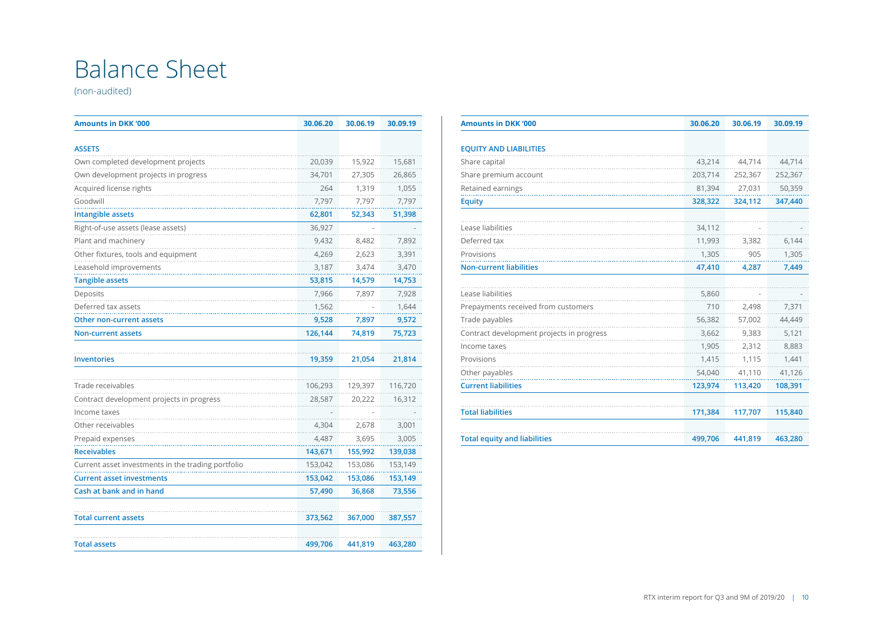# Balance Sheet

(non-audited)

| Amounts in DKK '000 | 30.06.20 | 30.06.19 | 30.09.19 |
|---|---|---|---|
| **ASSETS** | | | |
| Own completed development projects | 20,039 | 15,922 | 15,681 |
| Own development projects in progress | 34,701 | 27,305 | 26,865 |
| Acquired license rights | 264 | 1,319 | 1,055 |
| Goodwill | 7,797 | 7,797 | 7,797 |
| **Intangible assets** | **62,801** | **52,343** | **51,398** |
| Right-of-use assets (lease assets) | 36,927 | - | - |
| Plant and machinery | 9,432 | 8,482 | 7,892 |
| Other fixtures, tools and equipment | 4,269 | 2,623 | 3,391 |
| Leasehold improvements | 3,187 | 3,474 | 3,470 |
| **Tangible assets** | **53,815** | **14,579** | **14,753** |
| Deposits | 7,966 | 7,897 | 7,928 |
| Deferred tax assets | 1,562 | - | 1,644 |
| **Other non-current assets** | **9,528** | **7,897** | **9,572** |
| **Non-current assets** | **126,144** | **74,819** | **75,723** |
| **Inventories** | **19,359** | **21,054** | **21,814** |
| Trade receivables | 106,293 | 129,397 | 116,720 |
| Contract development projects in progress | 28,587 | 20,222 | 16,312 |
| Income taxes | - | - | - |
| Other receivables | 4,304 | 2,678 | 3,001 |
| Prepaid expenses | 4,487 | 3,695 | 3,005 |
| **Receivables** | **143,671** | **155,992** | **139,038** |
| Current asset investments in the trading portfolio | 153,042 | 153,086 | 153,149 |
| **Current asset investments** | **153,042** | **153,086** | **153,149** |
| **Cash at bank and in hand** | **57,490** | **36,868** | **73,556** |
| **Total current assets** | **373,562** | **367,000** | **387,557** |
| **Total assets** | **499,706** | **441,819** | **463,280** |

| Amounts in DKK '000 | 30.06.20 | 30.06.19 | 30.09.19 |
|---|---|---|---|
| **EQUITY AND LIABILITIES** | | | |
| Share capital | 43,214 | 44,714 | 44,714 |
| Share premium account | 203,714 | 252,367 | 252,367 |
| Retained earnings | 81,394 | 27,031 | 50,359 |
| **Equity** | **328,322** | **324,112** | **347,440** |
| Lease liabilities | 34,112 | - | - |
| Deferred tax | 11,993 | 3,382 | 6,144 |
| Provisions | 1,305 | 905 | 1,305 |
| **Non-current liabilities** | **47,410** | **4,287** | **7,449** |
| Lease liabilities | 5,860 | - | - |
| Prepayments received from customers | 710 | 2,498 | 7,371 |
| Trade payables | 56,382 | 57,002 | 44,449 |
| Contract development projects in progress | 3,662 | 9,383 | 5,121 |
| Income taxes | 1,905 | 2,312 | 8,883 |
| Provisions | 1,415 | 1,115 | 1,441 |
| Other payables | 54,040 | 41,110 | 41,126 |
| **Current liabilities** | **123,974** | **113,420** | **108,391** |
| **Total liabilities** | **171,384** | **117,707** | **115,840** |
| **Total equity and liabilities** | **499,706** | **441,819** | **463,280** |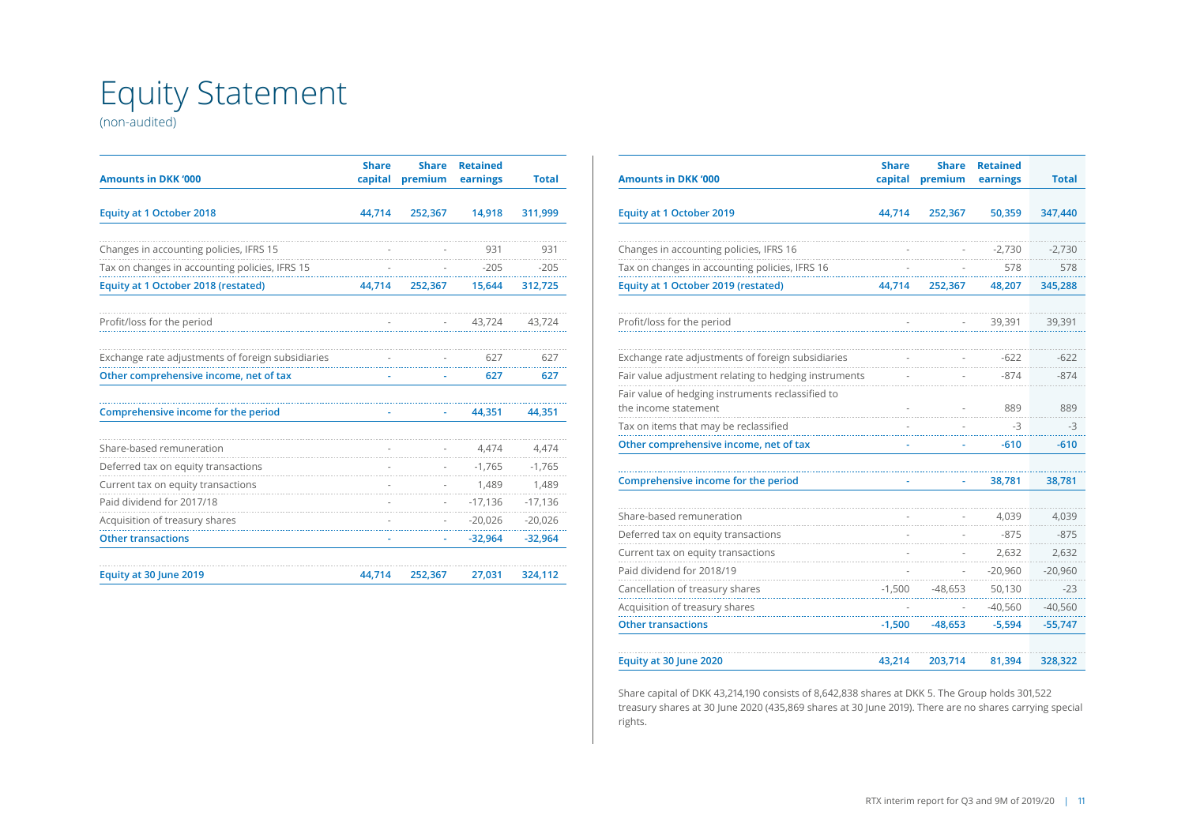# Equity Statement

(non-audited)

| Amounts in DKK '000 | Share capital | Share premium | Retained earnings | Total |
|---|---|---|---|---|
| **Equity at 1 October 2018** | **44,714** | **252,367** | **14,918** | **311,999** |
| Changes in accounting policies, IFRS 15 | - | - | 931 | 931 |
| Tax on changes in accounting policies, IFRS 15 | - | - | -205 | -205 |
| **Equity at 1 October 2018 (restated)** | **44,714** | **252,367** | **15,644** | **312,725** |
| Profit/loss for the period | - | - | 43,724 | 43,724 |
| Exchange rate adjustments of foreign subsidiaries | - | - | 627 | 627 |
| **Other comprehensive income, net of tax** | **-** | **-** | **627** | **627** |
| **Comprehensive income for the period** | **-** | **-** | **44,351** | **44,351** |
| Share-based remuneration | - | - | 4,474 | 4,474 |
| Deferred tax on equity transactions | - | - | -1,765 | -1,765 |
| Current tax on equity transactions | - | - | 1,489 | 1,489 |
| Paid dividend for 2017/18 | - | - | -17,136 | -17,136 |
| Acquisition of treasury shares | - | - | -20,026 | -20,026 |
| **Other transactions** | **-** | **-** | **-32,964** | **-32,964** |
| **Equity at 30 June 2019** | **44,714** | **252,367** | **27,031** | **324,112** |

| Amounts in DKK '000 | Share capital | Share premium | Retained earnings | Total |
|---|---|---|---|---|
| **Equity at 1 October 2019** | **44,714** | **252,367** | **50,359** | **347,440** |
| Changes in accounting policies, IFRS 16 | - | - | -2,730 | -2,730 |
| Tax on changes in accounting policies, IFRS 16 | - | - | 578 | 578 |
| **Equity at 1 October 2019 (restated)** | **44,714** | **252,367** | **48,207** | **345,288** |
| Profit/loss for the period | - | - | 39,391 | 39,391 |
| Exchange rate adjustments of foreign subsidiaries | - | - | -622 | -622 |
| Fair value adjustment relating to hedging instruments | - | - | -874 | -874 |
| Fair value of hedging instruments reclassified to the income statement | - | - | 889 | 889 |
| Tax on items that may be reclassified | - | - | -3 | -3 |
| **Other comprehensive income, net of tax** | **-** | **-** | **-610** | **-610** |
| **Comprehensive income for the period** | **-** | **-** | **38,781** | **38,781** |
| Share-based remuneration | - | - | 4,039 | 4,039 |
| Deferred tax on equity transactions | - | - | -875 | -875 |
| Current tax on equity transactions | - | - | 2,632 | 2,632 |
| Paid dividend for 2018/19 | - | - | -20,960 | -20,960 |
| Cancellation of treasury shares | -1,500 | -48,653 | 50,130 | -23 |
| Acquisition of treasury shares | - | - | -40,560 | -40,560 |
| **Other transactions** | **-1,500** | **-48,653** | **-5,594** | **-55,747** |
| **Equity at 30 June 2020** | **43,214** | **203,714** | **81,394** | **328,322** |

Share capital of DKK 43,214,190 consists of 8,642,838 shares at DKK 5. The Group holds 301,522 treasury shares at 30 June 2020 (435,869 shares at 30 June 2019). There are no shares carrying special rights.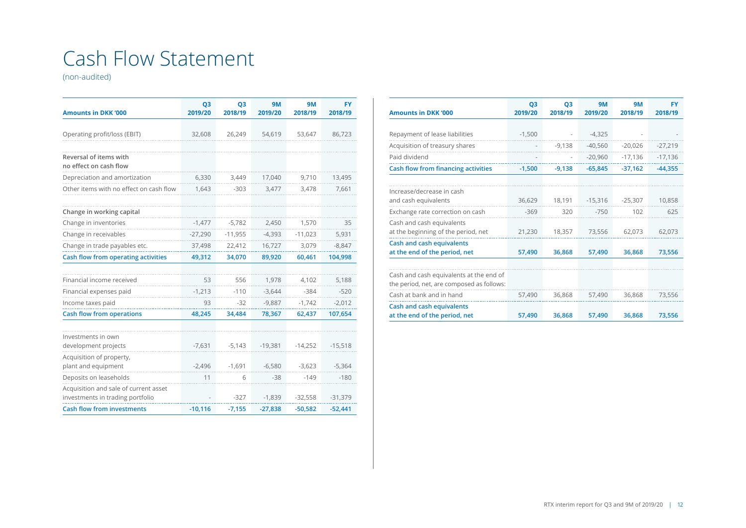# Cash Flow Statement

(non-audited)

| Amounts in DKK '000 | Q3 2019/20 | Q3 2018/19 | 9M 2019/20 | 9M 2018/19 | FY 2018/19 |
|---|---|---|---|---|---|
| Operating profit/loss (EBIT) | 32,608 | 26,249 | 54,619 | 53,647 | 86,723 |
| **Reversal of items with no effect on cash flow** | | | | | |
| Depreciation and amortization | 6,330 | 3,449 | 17,040 | 9,710 | 13,495 |
| Other items with no effect on cash flow | 1,643 | -303 | 3,477 | 3,478 | 7,661 |
| **Change in working capital** | | | | | |
| Change in inventories | -1,477 | -5,782 | 2,450 | 1,570 | 35 |
| Change in receivables | -27,290 | -11,955 | -4,393 | -11,023 | 5,931 |
| Change in trade payables etc. | 37,498 | 22,412 | 16,727 | 3,079 | -8,847 |
| **Cash flow from operating activities** | **49,312** | **34,070** | **89,920** | **60,461** | **104,998** |
| Financial income received | 53 | 556 | 1,978 | 4,102 | 5,188 |
| Financial expenses paid | -1,213 | -110 | -3,644 | -384 | -520 |
| Income taxes paid | 93 | -32 | -9,887 | -1,742 | -2,012 |
| **Cash flow from operations** | **48,245** | **34,484** | **78,367** | **62,437** | **107,654** |
| Investments in own development projects | -7,631 | -5,143 | -19,381 | -14,252 | -15,518 |
| Acquisition of property, plant and equipment | -2,496 | -1,691 | -6,580 | -3,623 | -5,364 |
| Deposits on leaseholds | 11 | 6 | -38 | -149 | -180 |
| Acquisition and sale of current asset investments in trading portfolio | - | -327 | -1,839 | -32,558 | -31,379 |
| **Cash flow from investments** | **-10,116** | **-7,155** | **-27,838** | **-50,582** | **-52,441** |

| Amounts in DKK '000 | Q3 2019/20 | Q3 2018/19 | 9M 2019/20 | 9M 2018/19 | FY 2018/19 |
|---|---|---|---|---|---|
| Repayment of lease liabilities | -1,500 | - | -4,325 | - | - |
| Acquisition of treasury shares | - | -9,138 | -40,560 | -20,026 | -27,219 |
| Paid dividend | - | - | -20,960 | -17,136 | -17,136 |
| **Cash flow from financing activities** | **-1,500** | **-9,138** | **-65,845** | **-37,162** | **-44,355** |
| Increase/decrease in cash and cash equivalents | 36,629 | 18,191 | -15,316 | -25,307 | 10,858 |
| Exchange rate correction on cash | -369 | 320 | -750 | 102 | 625 |
| Cash and cash equivalents at the beginning of the period, net | 21,230 | 18,357 | 73,556 | 62,073 | 62,073 |
| **Cash and cash equivalents at the end of the period, net** | **57,490** | **36,868** | **57,490** | **36,868** | **73,556** |
| Cash and cash equivalents at the end of the period, net, are composed as follows: | | | | | |
| Cash at bank and in hand | 57,490 | 36,868 | 57,490 | 36,868 | 73,556 |
| **Cash and cash equivalents at the end of the period, net** | **57,490** | **36,868** | **57,490** | **36,868** | **73,556** |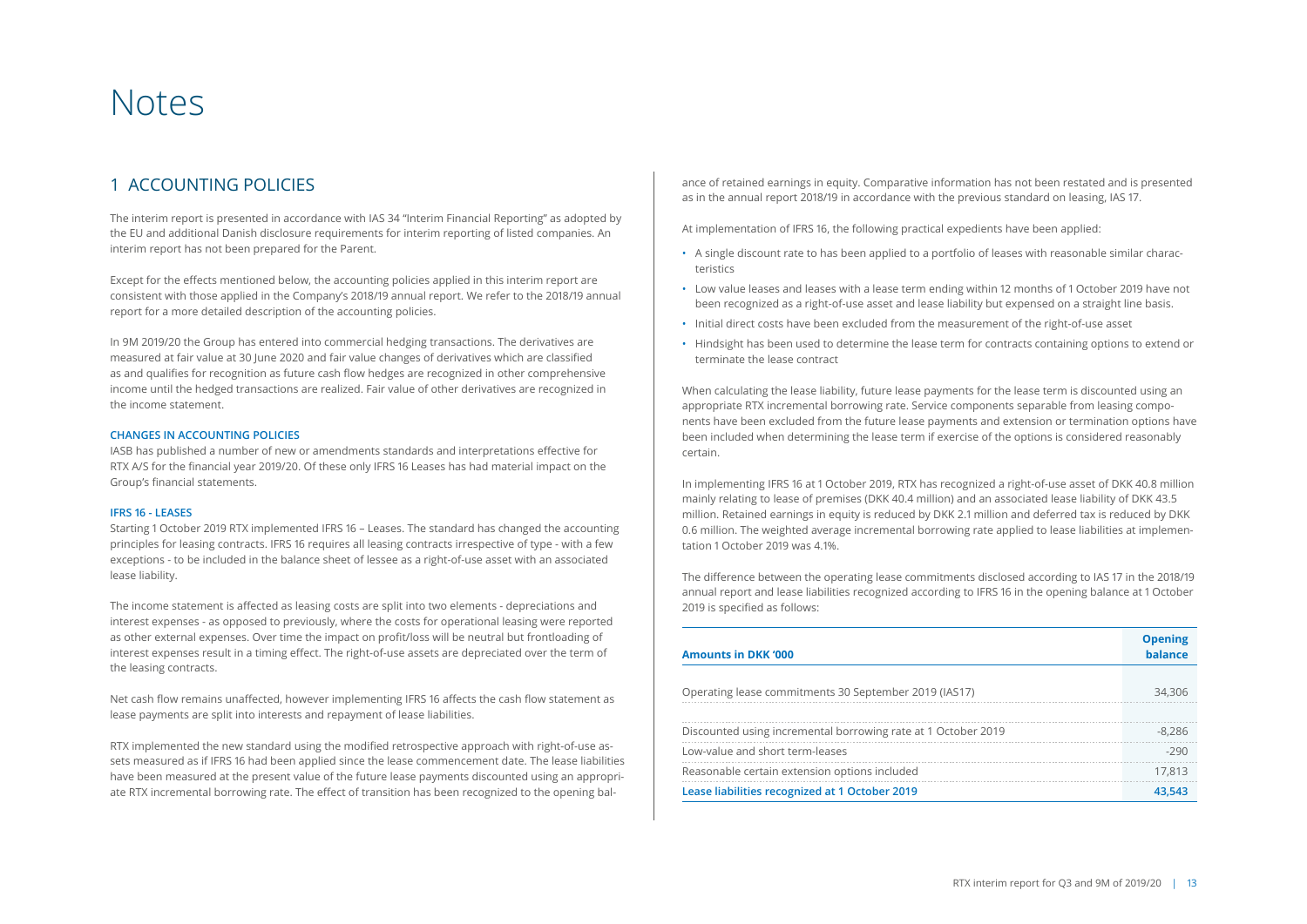# Notes

## 1 ACCOUNTING POLICIES

The interim report is presented in accordance with IAS 34 "Interim Financial Reporting" as adopted by the EU and additional Danish disclosure requirements for interim reporting of listed companies. An interim report has not been prepared for the Parent.

Except for the effects mentioned below, the accounting policies applied in this interim report are consistent with those applied in the Company's 2018/19 annual report. We refer to the 2018/19 annual report for a more detailed description of the accounting policies.

In 9M 2019/20 the Group has entered into commercial hedging transactions. The derivatives are measured at fair value at 30 June 2020 and fair value changes of derivatives which are classified as and qualifies for recognition as future cash flow hedges are recognized in other comprehensive income until the hedged transactions are realized. Fair value of other derivatives are recognized in the income statement.

### CHANGES IN ACCOUNTING POLICIES

IASB has published a number of new or amendments standards and interpretations effective for RTX A/S for the financial year 2019/20. Of these only IFRS 16 Leases has had material impact on the Group's financial statements.

### IFRS 16 - LEASES

Starting 1 October 2019 RTX implemented IFRS 16 – Leases. The standard has changed the accounting principles for leasing contracts. IFRS 16 requires all leasing contracts irrespective of type - with a few exceptions - to be included in the balance sheet of lessee as a right-of-use asset with an associated lease liability.

The income statement is affected as leasing costs are split into two elements - depreciations and interest expenses - as opposed to previously, where the costs for operational leasing were reported as other external expenses. Over time the impact on profit/loss will be neutral but frontloading of interest expenses result in a timing effect. The right-of-use assets are depreciated over the term of the leasing contracts.

Net cash flow remains unaffected, however implementing IFRS 16 affects the cash flow statement as lease payments are split into interests and repayment of lease liabilities.

RTX implemented the new standard using the modified retrospective approach with right-of-use assets measured as if IFRS 16 had been applied since the lease commencement date. The lease liabilities have been measured at the present value of the future lease payments discounted using an appropriate RTX incremental borrowing rate. The effect of transition has been recognized to the opening balance of retained earnings in equity. Comparative information has not been restated and is presented as in the annual report 2018/19 in accordance with the previous standard on leasing, IAS 17.

At implementation of IFRS 16, the following practical expedients have been applied:

- A single discount rate to has been applied to a portfolio of leases with reasonable similar characteristics
- Low value leases and leases with a lease term ending within 12 months of 1 October 2019 have not been recognized as a right-of-use asset and lease liability but expensed on a straight line basis.
- Initial direct costs have been excluded from the measurement of the right-of-use asset
- Hindsight has been used to determine the lease term for contracts containing options to extend or terminate the lease contract

When calculating the lease liability, future lease payments for the lease term is discounted using an appropriate RTX incremental borrowing rate. Service components separable from leasing components have been excluded from the future lease payments and extension or termination options have been included when determining the lease term if exercise of the options is considered reasonably certain.

In implementing IFRS 16 at 1 October 2019, RTX has recognized a right-of-use asset of DKK 40.8 million mainly relating to lease of premises (DKK 40.4 million) and an associated lease liability of DKK 43.5 million. Retained earnings in equity is reduced by DKK 2.1 million and deferred tax is reduced by DKK 0.6 million. The weighted average incremental borrowing rate applied to lease liabilities at implementation 1 October 2019 was 4.1%.

The difference between the operating lease commitments disclosed according to IAS 17 in the 2018/19 annual report and lease liabilities recognized according to IFRS 16 in the opening balance at 1 October 2019 is specified as follows:

| Amounts in DKK '000 | Opening balance |
|---|---|
| Operating lease commitments 30 September 2019 (IAS17) | 34,306 |
| Discounted using incremental borrowing rate at 1 October 2019 | -8,286 |
| Low-value and short term-leases | -290 |
| Reasonable certain extension options included | 17,813 |
| **Lease liabilities recognized at 1 October 2019** | **43,543** |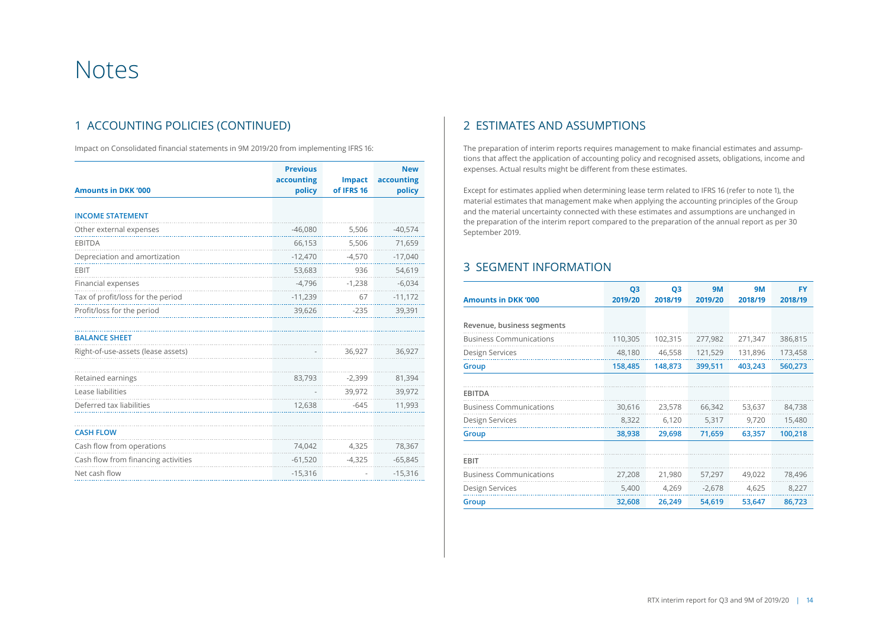# Notes

## 1 ACCOUNTING POLICIES (CONTINUED)

Impact on Consolidated financial statements in 9M 2019/20 from implementing IFRS 16:

| Amounts in DKK '000 | Previous accounting policy | Impact of IFRS 16 | New accounting policy |
|---|---|---|---|
| **INCOME STATEMENT** | | | |
| Other external expenses | -46,080 | 5,506 | -40,574 |
| EBITDA | 66,153 | 5,506 | 71,659 |
| Depreciation and amortization | -12,470 | -4,570 | -17,040 |
| EBIT | 53,683 | 936 | 54,619 |
| Financial expenses | -4,796 | -1,238 | -6,034 |
| Tax of profit/loss for the period | -11,239 | 67 | -11,172 |
| Profit/loss for the period | 39,626 | -235 | 39,391 |
| **BALANCE SHEET** | | | |
| Right-of-use-assets (lease assets) | - | 36,927 | 36,927 |
| Retained earnings | 83,793 | -2,399 | 81,394 |
| Lease liabilities | - | 39,972 | 39,972 |
| Deferred tax liabilities | 12,638 | -645 | 11,993 |
| **CASH FLOW** | | | |
| Cash flow from operations | 74,042 | 4,325 | 78,367 |
| Cash flow from financing activities | -61,520 | -4,325 | -65,845 |
| Net cash flow | -15,316 | - | -15,316 |

## 2 ESTIMATES AND ASSUMPTIONS

The preparation of interim reports requires management to make financial estimates and assumptions that affect the application of accounting policy and recognised assets, obligations, income and expenses. Actual results might be different from these estimates.

Except for estimates applied when determining lease term related to IFRS 16 (refer to note 1), the material estimates that management make when applying the accounting principles of the Group and the material uncertainty connected with these estimates and assumptions are unchanged in the preparation of the interim report compared to the preparation of the annual report as per 30 September 2019.

## 3 SEGMENT INFORMATION

| Amounts in DKK '000 | Q3 2019/20 | Q3 2018/19 | 9M 2019/20 | 9M 2018/19 | FY 2018/19 |
|---|---|---|---|---|---|
| Revenue, business segments | | | | | |
| Business Communications | 110,305 | 102,315 | 277,982 | 271,347 | 386,815 |
| Design Services | 48,180 | 46,558 | 121,529 | 131,896 | 173,458 |
| **Group** | **158,485** | **148,873** | **399,511** | **403,243** | **560,273** |
| EBITDA | | | | | |
| Business Communications | 30,616 | 23,578 | 66,342 | 53,637 | 84,738 |
| Design Services | 8,322 | 6,120 | 5,317 | 9,720 | 15,480 |
| **Group** | **38,938** | **29,698** | **71,659** | **63,357** | **100,218** |
| EBIT | | | | | |
| Business Communications | 27,208 | 21,980 | 57,297 | 49,022 | 78,496 |
| Design Services | 5,400 | 4,269 | -2,678 | 4,625 | 8,227 |
| **Group** | **32,608** | **26,249** | **54,619** | **53,647** | **86,723** |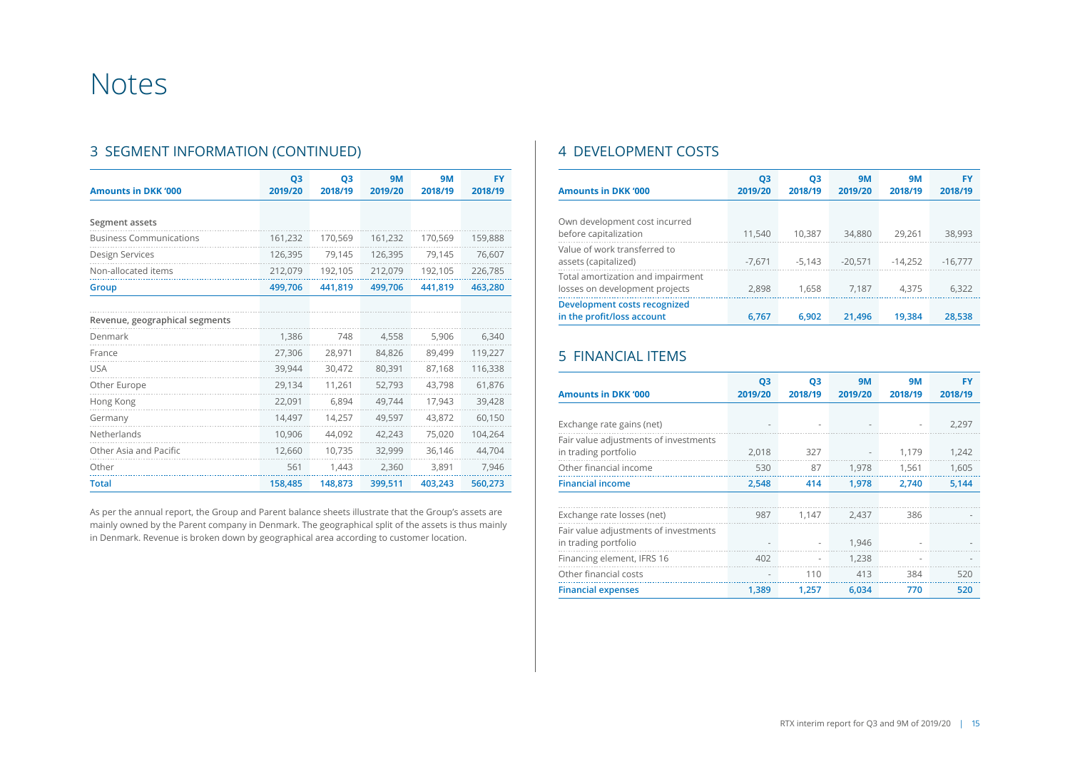# Notes

## 3 SEGMENT INFORMATION (CONTINUED)

| Amounts in DKK '000 | Q3 2019/20 | Q3 2018/19 | 9M 2019/20 | 9M 2018/19 | FY 2018/19 |
|---|---|---|---|---|---|
| **Segment assets** | | | | | |
| Business Communications | 161,232 | 170,569 | 161,232 | 170,569 | 159,888 |
| Design Services | 126,395 | 79,145 | 126,395 | 79,145 | 76,607 |
| Non-allocated items | 212,079 | 192,105 | 212,079 | 192,105 | 226,785 |
| **Group** | **499,706** | **441,819** | **499,706** | **441,819** | **463,280** |
| | | | | | |
| **Revenue, geographical segments** | | | | | |
| Denmark | 1,386 | 748 | 4,558 | 5,906 | 6,340 |
| France | 27,306 | 28,971 | 84,826 | 89,499 | 119,227 |
| USA | 39,944 | 30,472 | 80,391 | 87,168 | 116,338 |
| Other Europe | 29,134 | 11,261 | 52,793 | 43,798 | 61,876 |
| Hong Kong | 22,091 | 6,894 | 49,744 | 17,943 | 39,428 |
| Germany | 14,497 | 14,257 | 49,597 | 43,872 | 60,150 |
| Netherlands | 10,906 | 44,092 | 42,243 | 75,020 | 104,264 |
| Other Asia and Pacific | 12,660 | 10,735 | 32,999 | 36,146 | 44,704 |
| Other | 561 | 1,443 | 2,360 | 3,891 | 7,946 |
| **Total** | **158,485** | **148,873** | **399,511** | **403,243** | **560,273** |

As per the annual report, the Group and Parent balance sheets illustrate that the Group's assets are mainly owned by the Parent company in Denmark. The geographical split of the assets is thus mainly in Denmark. Revenue is broken down by geographical area according to customer location.

## 4 DEVELOPMENT COSTS

| Amounts in DKK '000 | Q3 2019/20 | Q3 2018/19 | 9M 2019/20 | 9M 2018/19 | FY 2018/19 |
|---|---|---|---|---|---|
| Own development cost incurred before capitalization | 11,540 | 10,387 | 34,880 | 29,261 | 38,993 |
| Value of work transferred to assets (capitalized) | -7,671 | -5,143 | -20,571 | -14,252 | -16,777 |
| Total amortization and impairment losses on development projects | 2,898 | 1,658 | 7,187 | 4,375 | 6,322 |
| **Development costs recognized in the profit/loss account** | **6,767** | **6,902** | **21,496** | **19,384** | **28,538** |

## 5 FINANCIAL ITEMS

| Amounts in DKK '000 | Q3 2019/20 | Q3 2018/19 | 9M 2019/20 | 9M 2018/19 | FY 2018/19 |
|---|---|---|---|---|---|
| Exchange rate gains (net) | - | - | - | - | 2,297 |
| Fair value adjustments of investments in trading portfolio | 2,018 | 327 | - | 1,179 | 1,242 |
| Other financial income | 530 | 87 | 1,978 | 1,561 | 1,605 |
| **Financial income** | **2,548** | **414** | **1,978** | **2,740** | **5,144** |
| | | | | | |
| Exchange rate losses (net) | 987 | 1,147 | 2,437 | 386 | - |
| Fair value adjustments of investments in trading portfolio | - | - | 1,946 | - | - |
| Financing element, IFRS 16 | 402 | - | 1,238 | - | - |
| Other financial costs | - | 110 | 413 | 384 | 520 |
| **Financial expenses** | **1,389** | **1,257** | **6,034** | **770** | **520** |